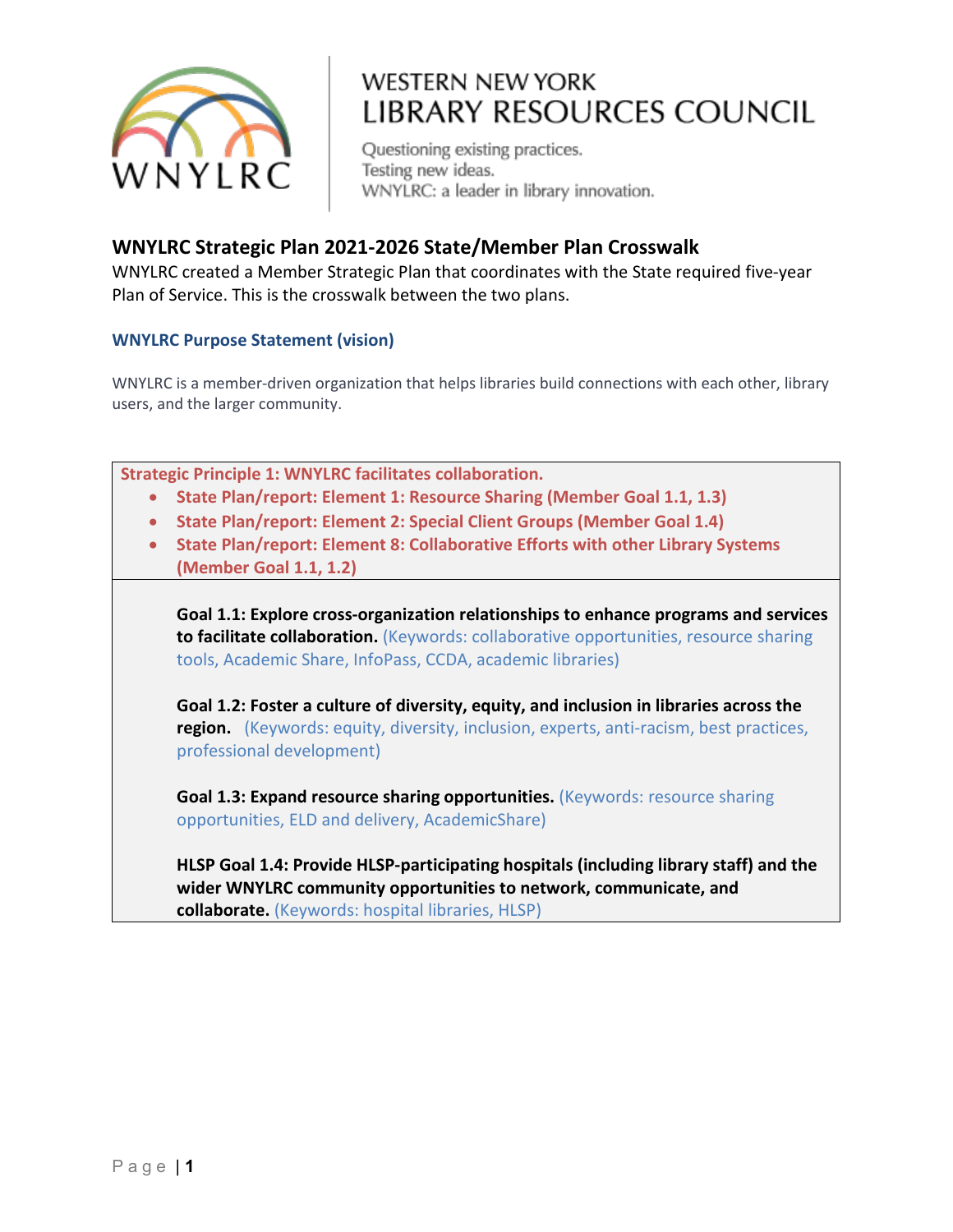WESTERN NEW YORK
LIBRARY RESOURCES COUNCIL

Questioning existing practices.
Testing new ideas.
WNYLRC: a leader in library innovation.

# WNYLRC Strategic Plan 2021-2026 State/Member Plan Crosswalk

WNYLRC created a Member Strategic Plan that coordinates with the State required five-year Plan of Service. This is the crosswalk between the two plans.

## WNYLRC Purpose Statement (vision)

WNYLRC is a member-driven organization that helps libraries build connections with each other, library users, and the larger community.

### Strategic Principle 1: WNYLRC facilitates collaboration.

- **State Plan/report: Element 1: Resource Sharing (Member Goal 1.1, 1.3)**
- **State Plan/report: Element 2: Special Client Groups (Member Goal 1.4)**
- **State Plan/report: Element 8: Collaborative Efforts with other Library Systems (Member Goal 1.1, 1.2)**

**Goal 1.1: Explore cross-organization relationships to enhance programs and services to facilitate collaboration.** (Keywords: collaborative opportunities, resource sharing tools, Academic Share, InfoPass, CCDA, academic libraries)

**Goal 1.2: Foster a culture of diversity, equity, and inclusion in libraries across the region.** (Keywords: equity, diversity, inclusion, experts, anti-racism, best practices, professional development)

**Goal 1.3: Expand resource sharing opportunities.** (Keywords: resource sharing opportunities, ELD and delivery, AcademicShare)

**HLSP Goal 1.4: Provide HLSP-participating hospitals (including library staff) and the wider WNYLRC community opportunities to network, communicate, and collaborate.** (Keywords: hospital libraries, HLSP)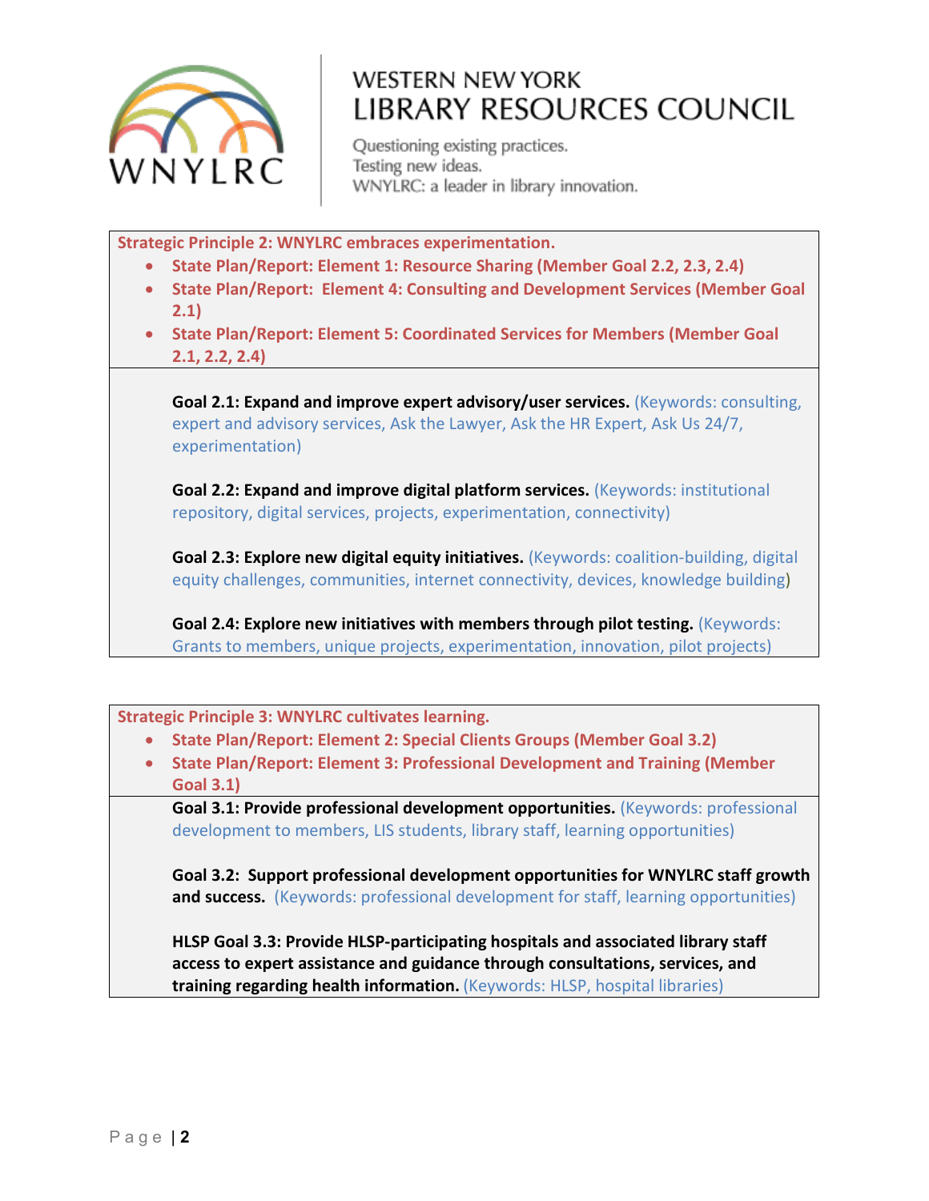WESTERN NEW YORK
LIBRARY RESOURCES COUNCIL

Questioning existing practices.
Testing new ideas.
WNYLRC: a leader in library innovation.

**Strategic Principle 2: WNYLRC embraces experimentation.**

- **State Plan/Report: Element 1: Resource Sharing (Member Goal 2.2, 2.3, 2.4)**
- **State Plan/Report: Element 4: Consulting and Development Services (Member Goal 2.1)**
- **State Plan/Report: Element 5: Coordinated Services for Members (Member Goal 2.1, 2.2, 2.4)**

**Goal 2.1: Expand and improve expert advisory/user services.** (Keywords: consulting, expert and advisory services, Ask the Lawyer, Ask the HR Expert, Ask Us 24/7, experimentation)

**Goal 2.2: Expand and improve digital platform services.** (Keywords: institutional repository, digital services, projects, experimentation, connectivity)

**Goal 2.3: Explore new digital equity initiatives.** (Keywords: coalition-building, digital equity challenges, communities, internet connectivity, devices, knowledge building)

**Goal 2.4: Explore new initiatives with members through pilot testing.** (Keywords: Grants to members, unique projects, experimentation, innovation, pilot projects)

**Strategic Principle 3: WNYLRC cultivates learning.**

- **State Plan/Report: Element 2: Special Clients Groups (Member Goal 3.2)**
- **State Plan/Report: Element 3: Professional Development and Training (Member Goal 3.1)**

**Goal 3.1: Provide professional development opportunities.** (Keywords: professional development to members, LIS students, library staff, learning opportunities)

**Goal 3.2: Support professional development opportunities for WNYLRC staff growth and success.** (Keywords: professional development for staff, learning opportunities)

**HLSP Goal 3.3: Provide HLSP-participating hospitals and associated library staff access to expert assistance and guidance through consultations, services, and training regarding health information.** (Keywords: HLSP, hospital libraries)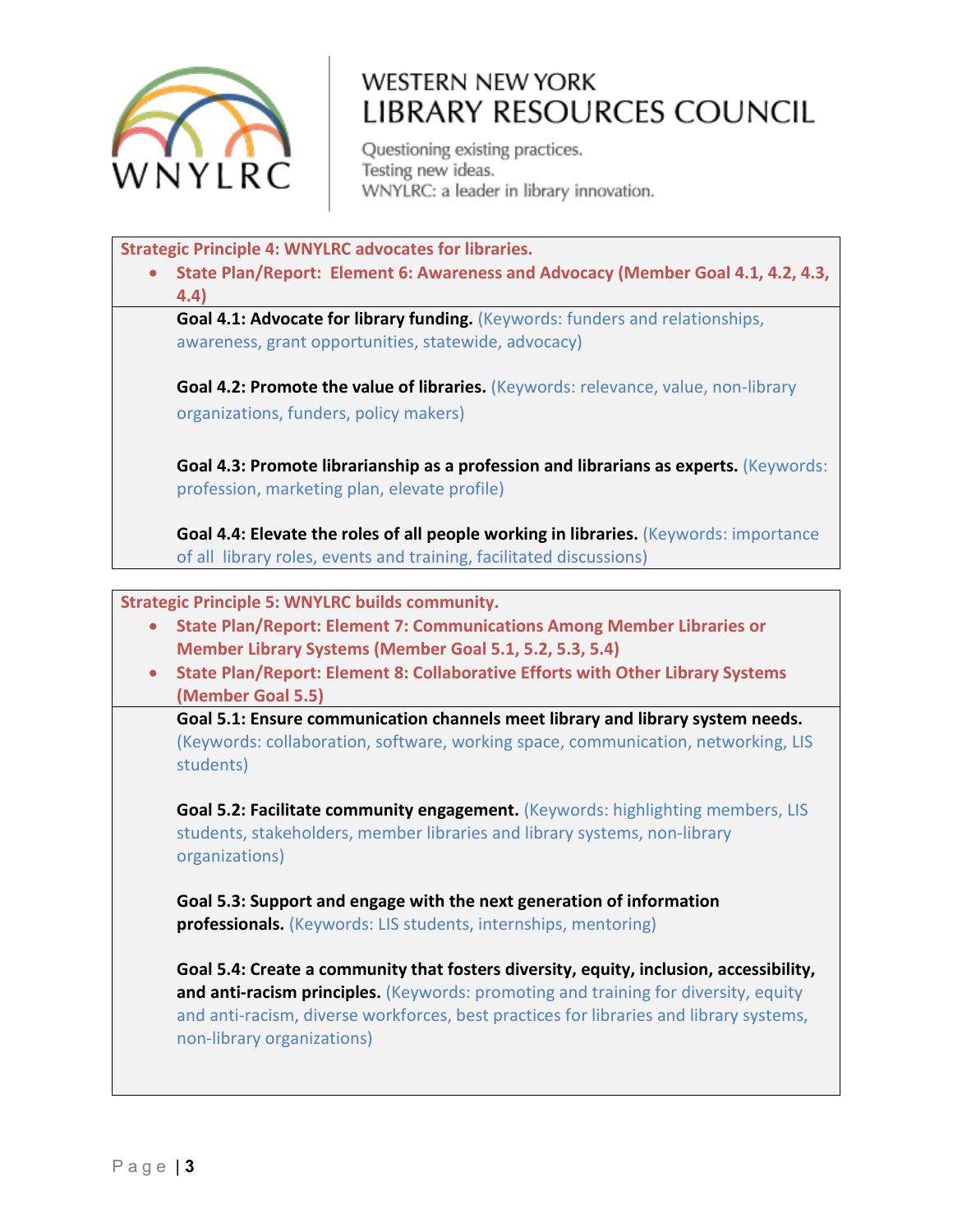**Strategic Principle 4: WNYLRC advocates for libraries.**

- **State Plan/Report: Element 6: Awareness and Advocacy (Member Goal 4.1, 4.2, 4.3, 4.4)**

**Goal 4.1: Advocate for library funding.** (Keywords: funders and relationships, awareness, grant opportunities, statewide, advocacy)

**Goal 4.2: Promote the value of libraries.** (Keywords: relevance, value, non-library organizations, funders, policy makers)

**Goal 4.3: Promote librarianship as a profession and librarians as experts.** (Keywords: profession, marketing plan, elevate profile)

**Goal 4.4: Elevate the roles of all people working in libraries.** (Keywords: importance of all library roles, events and training, facilitated discussions)

**Strategic Principle 5: WNYLRC builds community.**

- **State Plan/Report: Element 7: Communications Among Member Libraries or Member Library Systems (Member Goal 5.1, 5.2, 5.3, 5.4)**
- **State Plan/Report: Element 8: Collaborative Efforts with Other Library Systems (Member Goal 5.5)**

**Goal 5.1: Ensure communication channels meet library and library system needs.** (Keywords: collaboration, software, working space, communication, networking, LIS students)

**Goal 5.2: Facilitate community engagement.** (Keywords: highlighting members, LIS students, stakeholders, member libraries and library systems, non-library organizations)

**Goal 5.3: Support and engage with the next generation of information professionals.** (Keywords: LIS students, internships, mentoring)

**Goal 5.4: Create a community that fosters diversity, equity, inclusion, accessibility, and anti-racism principles.** (Keywords: promoting and training for diversity, equity and anti-racism, diverse workforces, best practices for libraries and library systems, non-library organizations)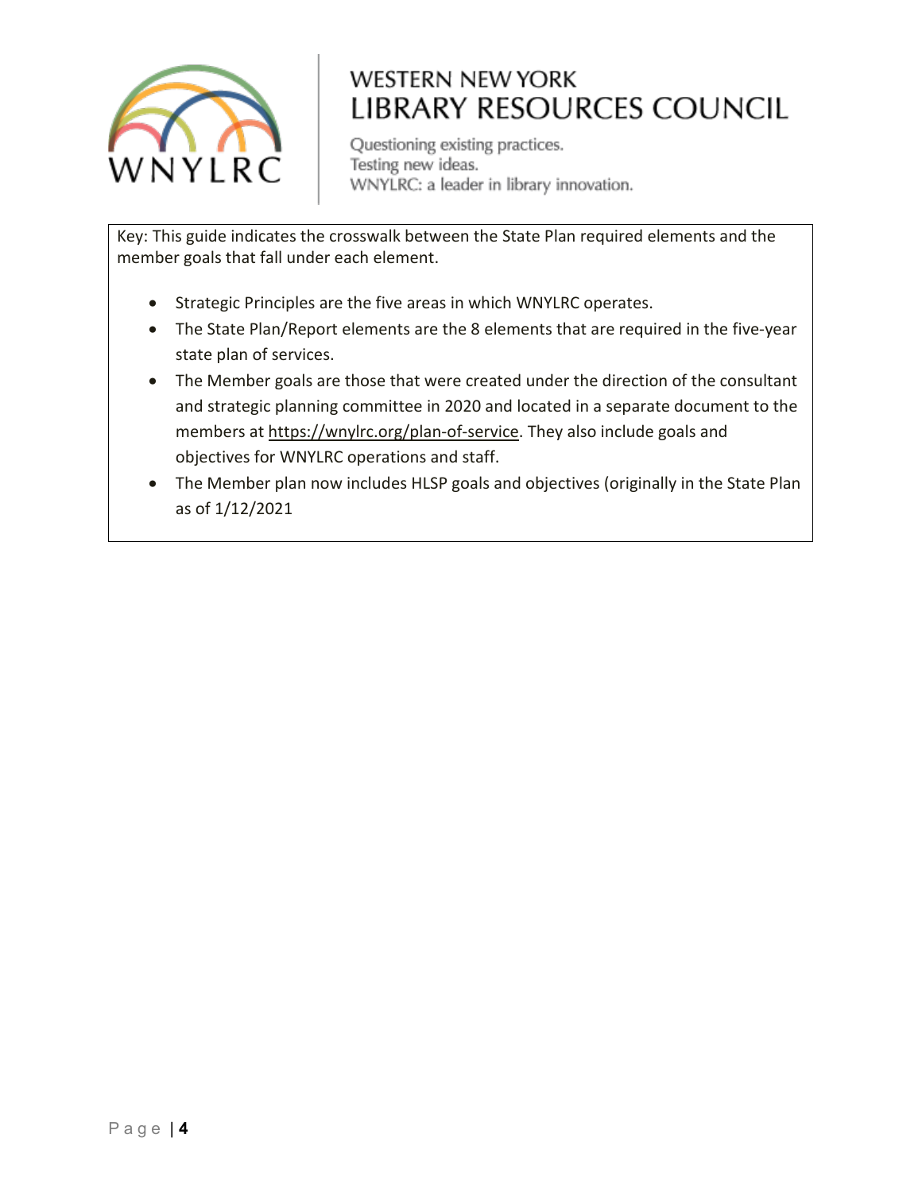WESTERN NEW YORK
LIBRARY RESOURCES COUNCIL

Questioning existing practices.
Testing new ideas.
WNYLRC: a leader in library innovation.

Key: This guide indicates the crosswalk between the State Plan required elements and the member goals that fall under each element.

- Strategic Principles are the five areas in which WNYLRC operates.
- The State Plan/Report elements are the 8 elements that are required in the five-year state plan of services.
- The Member goals are those that were created under the direction of the consultant and strategic planning committee in 2020 and located in a separate document to the members at https://wnylrc.org/plan-of-service. They also include goals and objectives for WNYLRC operations and staff.
- The Member plan now includes HLSP goals and objectives (originally in the State Plan as of 1/12/2021